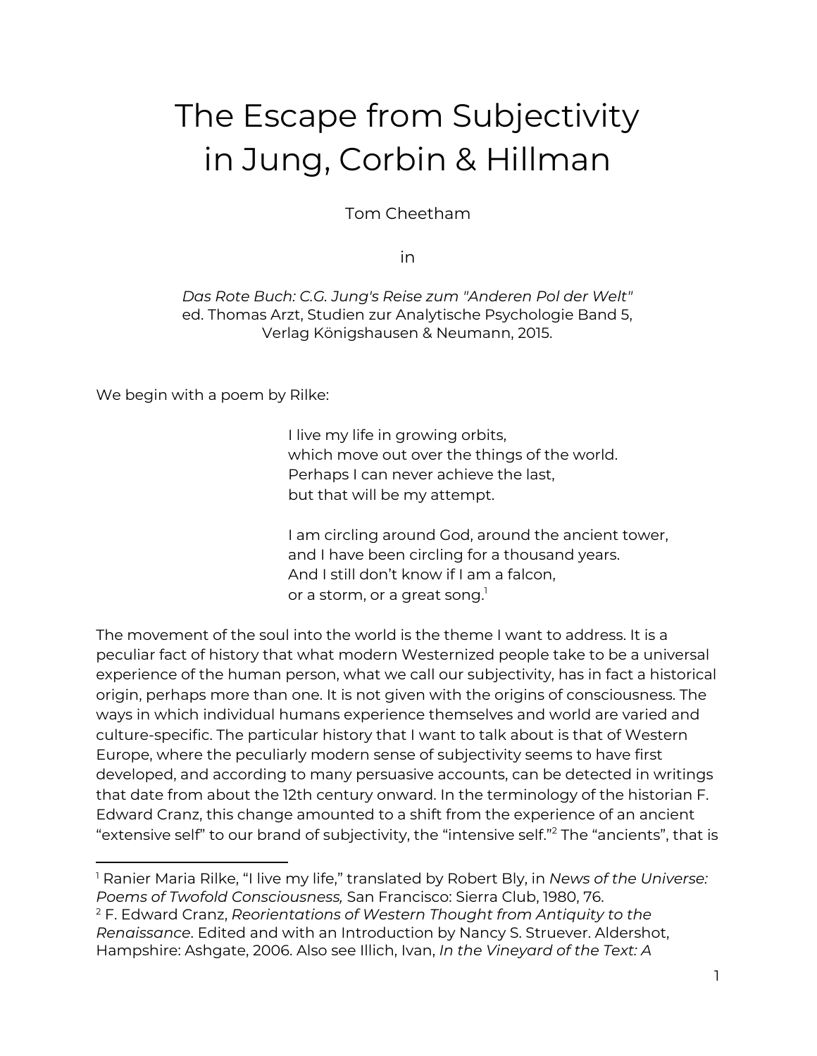# The Escape from Subjectivity in Jung, Corbin & Hillman

Tom Cheetham

in

*Das Rote Buch: C.G. Jung's Reise zum "Anderen Pol der Welt"*
ed. Thomas Arzt, Studien zur Analytische Psychologie Band 5,
Verlag Königshausen & Neumann, 2015.

We begin with a poem by Rilke:

> I live my life in growing orbits,
> which move out over the things of the world.
> Perhaps I can never achieve the last,
> but that will be my attempt.
>
> I am circling around God, around the ancient tower,
> and I have been circling for a thousand years.
> And I still don't know if I am a falcon,
> or a storm, or a great song.[1]

The movement of the soul into the world is the theme I want to address. It is a peculiar fact of history that what modern Westernized people take to be a universal experience of the human person, what we call our subjectivity, has in fact a historical origin, perhaps more than one. It is not given with the origins of consciousness. The ways in which individual humans experience themselves and world are varied and culture-specific. The particular history that I want to talk about is that of Western Europe, where the peculiarly modern sense of subjectivity seems to have first developed, and according to many persuasive accounts, can be detected in writings that date from about the 12th century onward. In the terminology of the historian F. Edward Cranz, this change amounted to a shift from the experience of an ancient "extensive self" to our brand of subjectivity, the "intensive self."[2] The "ancients", that is

---

[1] Ranier Maria Rilke, "I live my life," translated by Robert Bly, in *News of the Universe: Poems of Twofold Consciousness,* San Francisco: Sierra Club, 1980, 76.

[2] F. Edward Cranz, *Reorientations of Western Thought from Antiquity to the Renaissance*. Edited and with an Introduction by Nancy S. Struever. Aldershot, Hampshire: Ashgate, 2006. Also see Illich, Ivan, *In the Vineyard of the Text: A*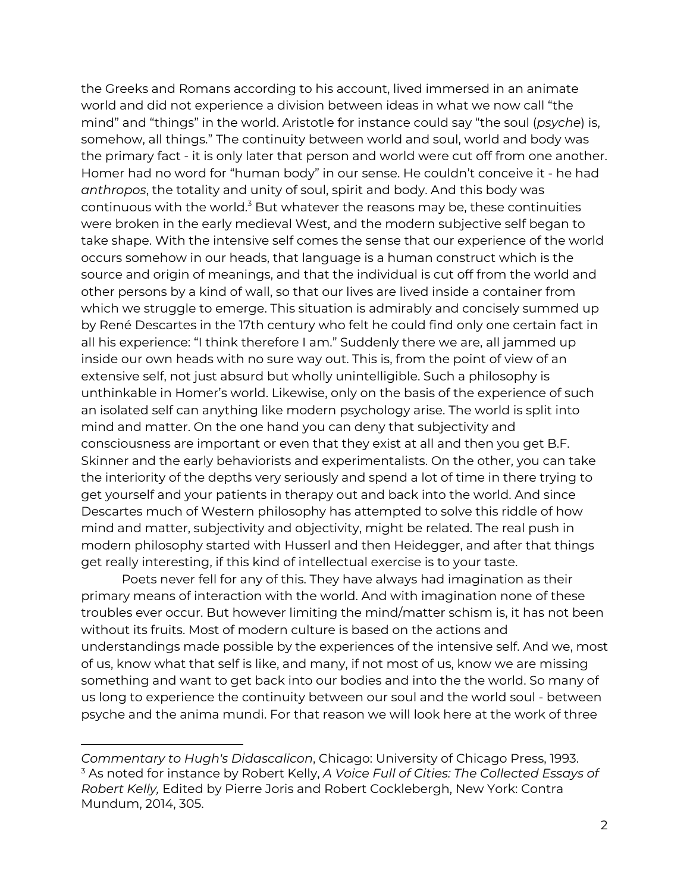the Greeks and Romans according to his account, lived immersed in an animate world and did not experience a division between ideas in what we now call "the mind" and "things" in the world. Aristotle for instance could say "the soul (*psyche*) is, somehow, all things." The continuity between world and soul, world and body was the primary fact - it is only later that person and world were cut off from one another. Homer had no word for "human body" in our sense. He couldn't conceive it - he had *anthropos*, the totality and unity of soul, spirit and body. And this body was continuous with the world.[3] But whatever the reasons may be, these continuities were broken in the early medieval West, and the modern subjective self began to take shape. With the intensive self comes the sense that our experience of the world occurs somehow in our heads, that language is a human construct which is the source and origin of meanings, and that the individual is cut off from the world and other persons by a kind of wall, so that our lives are lived inside a container from which we struggle to emerge. This situation is admirably and concisely summed up by René Descartes in the 17th century who felt he could find only one certain fact in all his experience: "I think therefore I am." Suddenly there we are, all jammed up inside our own heads with no sure way out. This is, from the point of view of an extensive self, not just absurd but wholly unintelligible. Such a philosophy is unthinkable in Homer's world. Likewise, only on the basis of the experience of such an isolated self can anything like modern psychology arise. The world is split into mind and matter. On the one hand you can deny that subjectivity and consciousness are important or even that they exist at all and then you get B.F. Skinner and the early behaviorists and experimentalists. On the other, you can take the interiority of the depths very seriously and spend a lot of time in there trying to get yourself and your patients in therapy out and back into the world. And since Descartes much of Western philosophy has attempted to solve this riddle of how mind and matter, subjectivity and objectivity, might be related. The real push in modern philosophy started with Husserl and then Heidegger, and after that things get really interesting, if this kind of intellectual exercise is to your taste.

Poets never fell for any of this. They have always had imagination as their primary means of interaction with the world. And with imagination none of these troubles ever occur. But however limiting the mind/matter schism is, it has not been without its fruits. Most of modern culture is based on the actions and understandings made possible by the experiences of the intensive self. And we, most of us, know what that self is like, and many, if not most of us, know we are missing something and want to get back into our bodies and into the the world. So many of us long to experience the continuity between our soul and the world soul - between psyche and the anima mundi. For that reason we will look here at the work of three

---

*Commentary to Hugh's Didascalicon*, Chicago: University of Chicago Press, 1993.

[3] As noted for instance by Robert Kelly, *A Voice Full of Cities: The Collected Essays of Robert Kelly,* Edited by Pierre Joris and Robert Cocklebergh, New York: Contra Mundum, 2014, 305.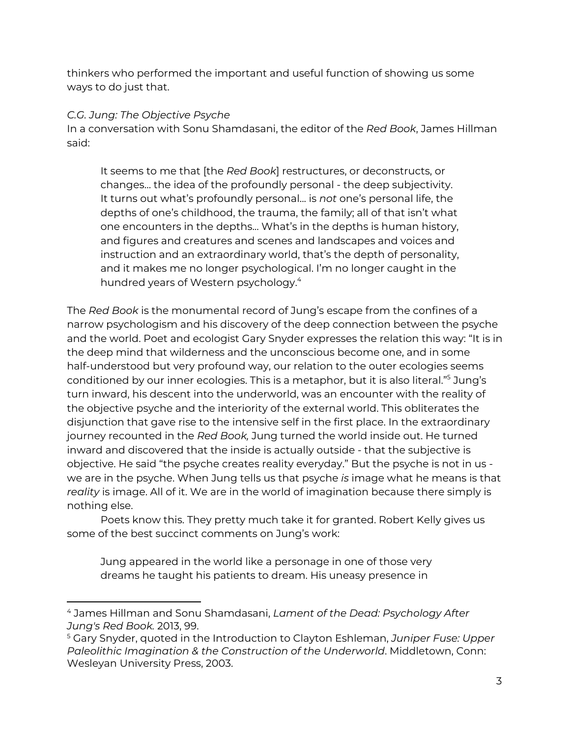thinkers who performed the important and useful function of showing us some ways to do just that.

*C.G. Jung: The Objective Psyche*

In a conversation with Sonu Shamdasani, the editor of the *Red Book*, James Hillman said:

> It seems to me that [the *Red Book*] restructures, or deconstructs, or changes… the idea of the profoundly personal - the deep subjectivity. It turns out what's profoundly personal… is *not* one's personal life, the depths of one's childhood, the trauma, the family; all of that isn't what one encounters in the depths… What's in the depths is human history, and figures and creatures and scenes and landscapes and voices and instruction and an extraordinary world, that's the depth of personality, and it makes me no longer psychological. I'm no longer caught in the hundred years of Western psychology.[4]

The *Red Book* is the monumental record of Jung's escape from the confines of a narrow psychologism and his discovery of the deep connection between the psyche and the world. Poet and ecologist Gary Snyder expresses the relation this way: "It is in the deep mind that wilderness and the unconscious become one, and in some half-understood but very profound way, our relation to the outer ecologies seems conditioned by our inner ecologies. This is a metaphor, but it is also literal."[5] Jung's turn inward, his descent into the underworld, was an encounter with the reality of the objective psyche and the interiority of the external world. This obliterates the disjunction that gave rise to the intensive self in the first place. In the extraordinary journey recounted in the *Red Book,* Jung turned the world inside out. He turned inward and discovered that the inside is actually outside - that the subjective is objective. He said "the psyche creates reality everyday." But the psyche is not in us - we are in the psyche. When Jung tells us that psyche *is* image what he means is that *reality* is image. All of it. We are in the world of imagination because there simply is nothing else.

Poets know this. They pretty much take it for granted. Robert Kelly gives us some of the best succinct comments on Jung's work:

> Jung appeared in the world like a personage in one of those very dreams he taught his patients to dream. His uneasy presence in

---

[4] James Hillman and Sonu Shamdasani, *Lament of the Dead: Psychology After Jung's Red Book.* 2013, 99.

[5] Gary Snyder, quoted in the Introduction to Clayton Eshleman, *Juniper Fuse: Upper Paleolithic Imagination & the Construction of the Underworld*. Middletown, Conn: Wesleyan University Press, 2003.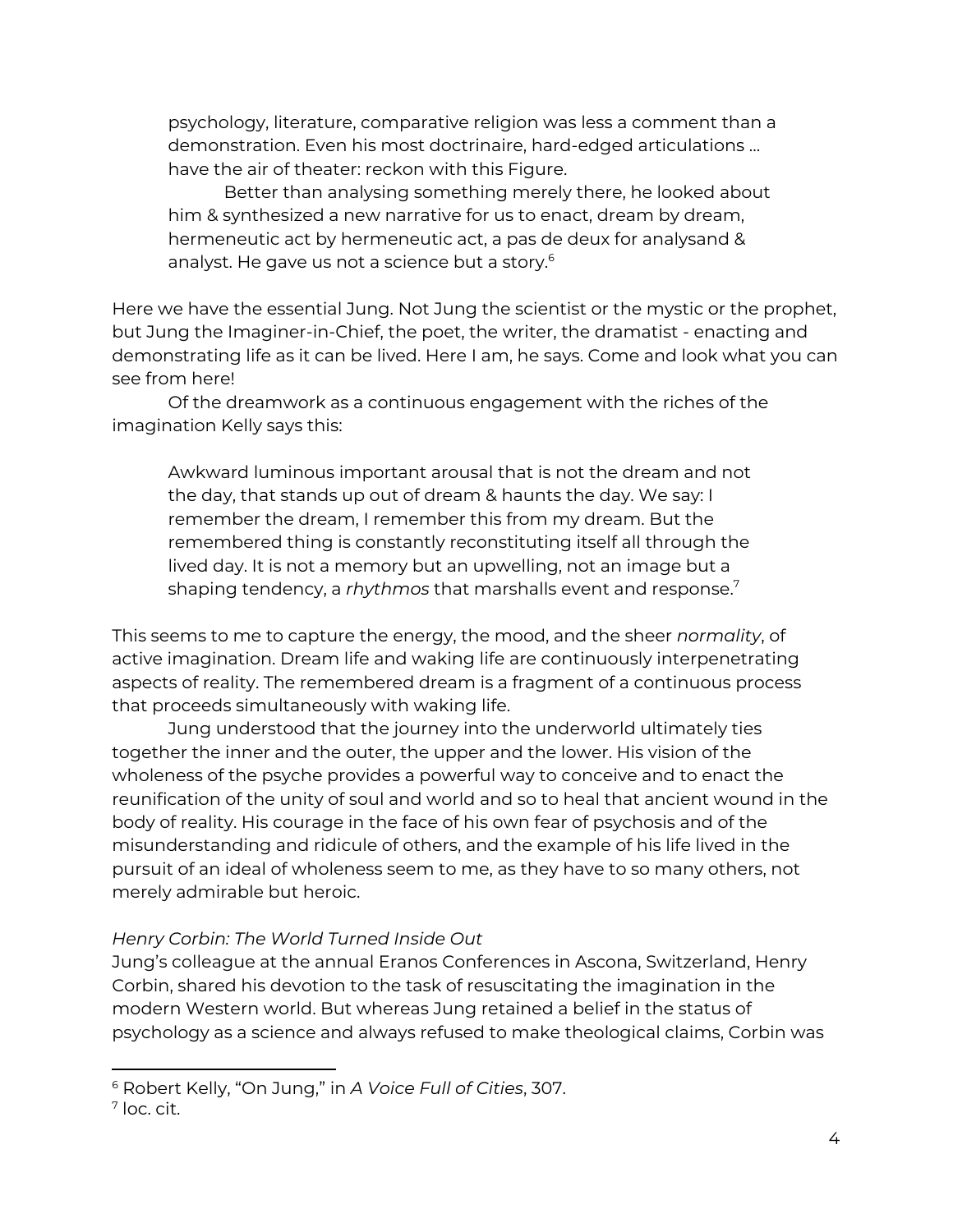> psychology, literature, comparative religion was less a comment than a demonstration. Even his most doctrinaire, hard-edged articulations … have the air of theater: reckon with this Figure.
>
> Better than analysing something merely there, he looked about him & synthesized a new narrative for us to enact, dream by dream, hermeneutic act by hermeneutic act, a pas de deux for analysand & analyst. He gave us not a science but a story.[6]

Here we have the essential Jung. Not Jung the scientist or the mystic or the prophet, but Jung the Imaginer-in-Chief, the poet, the writer, the dramatist - enacting and demonstrating life as it can be lived. Here I am, he says. Come and look what you can see from here!

Of the dreamwork as a continuous engagement with the riches of the imagination Kelly says this:

> Awkward luminous important arousal that is not the dream and not the day, that stands up out of dream & haunts the day. We say: I remember the dream, I remember this from my dream. But the remembered thing is constantly reconstituting itself all through the lived day. It is not a memory but an upwelling, not an image but a shaping tendency, a *rhythmos* that marshalls event and response.[7]

This seems to me to capture the energy, the mood, and the sheer *normality*, of active imagination. Dream life and waking life are continuously interpenetrating aspects of reality. The remembered dream is a fragment of a continuous process that proceeds simultaneously with waking life.

Jung understood that the journey into the underworld ultimately ties together the inner and the outer, the upper and the lower. His vision of the wholeness of the psyche provides a powerful way to conceive and to enact the reunification of the unity of soul and world and so to heal that ancient wound in the body of reality. His courage in the face of his own fear of psychosis and of the misunderstanding and ridicule of others, and the example of his life lived in the pursuit of an ideal of wholeness seem to me, as they have to so many others, not merely admirable but heroic.

*Henry Corbin: The World Turned Inside Out*

Jung's colleague at the annual Eranos Conferences in Ascona, Switzerland, Henry Corbin, shared his devotion to the task of resuscitating the imagination in the modern Western world. But whereas Jung retained a belief in the status of psychology as a science and always refused to make theological claims, Corbin was

---

[6] Robert Kelly, "On Jung," in *A Voice Full of Cities*, 307.

[7] loc. cit.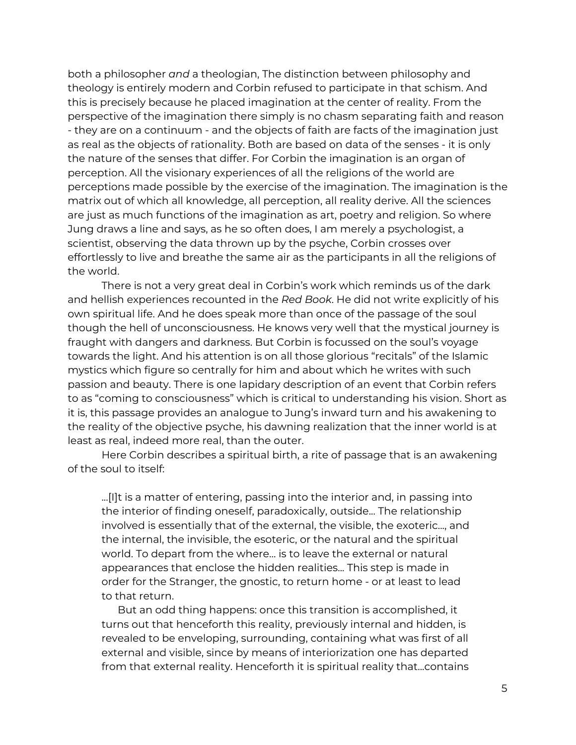both a philosopher *and* a theologian, The distinction between philosophy and theology is entirely modern and Corbin refused to participate in that schism. And this is precisely because he placed imagination at the center of reality. From the perspective of the imagination there simply is no chasm separating faith and reason - they are on a continuum - and the objects of faith are facts of the imagination just as real as the objects of rationality. Both are based on data of the senses - it is only the nature of the senses that differ. For Corbin the imagination is an organ of perception. All the visionary experiences of all the religions of the world are perceptions made possible by the exercise of the imagination. The imagination is the matrix out of which all knowledge, all perception, all reality derive. All the sciences are just as much functions of the imagination as art, poetry and religion. So where Jung draws a line and says, as he so often does, I am merely a psychologist, a scientist, observing the data thrown up by the psyche, Corbin crosses over effortlessly to live and breathe the same air as the participants in all the religions of the world.

There is not a very great deal in Corbin's work which reminds us of the dark and hellish experiences recounted in the *Red Book*. He did not write explicitly of his own spiritual life. And he does speak more than once of the passage of the soul though the hell of unconsciousness. He knows very well that the mystical journey is fraught with dangers and darkness. But Corbin is focussed on the soul's voyage towards the light. And his attention is on all those glorious "recitals" of the Islamic mystics which figure so centrally for him and about which he writes with such passion and beauty. There is one lapidary description of an event that Corbin refers to as "coming to consciousness" which is critical to understanding his vision. Short as it is, this passage provides an analogue to Jung's inward turn and his awakening to the reality of the objective psyche, his dawning realization that the inner world is at least as real, indeed more real, than the outer.

Here Corbin describes a spiritual birth, a rite of passage that is an awakening of the soul to itself:

> …[I]t is a matter of entering, passing into the interior and, in passing into the interior of finding oneself, paradoxically, outside… The relationship involved is essentially that of the external, the visible, the exoteric…, and the internal, the invisible, the esoteric, or the natural and the spiritual world. To depart from the where… is to leave the external or natural appearances that enclose the hidden realities… This step is made in order for the Stranger, the gnostic, to return home - or at least to lead to that return.
>
> But an odd thing happens: once this transition is accomplished, it turns out that henceforth this reality, previously internal and hidden, is revealed to be enveloping, surrounding, containing what was first of all external and visible, since by means of interiorization one has departed from that external reality. Henceforth it is spiritual reality that…contains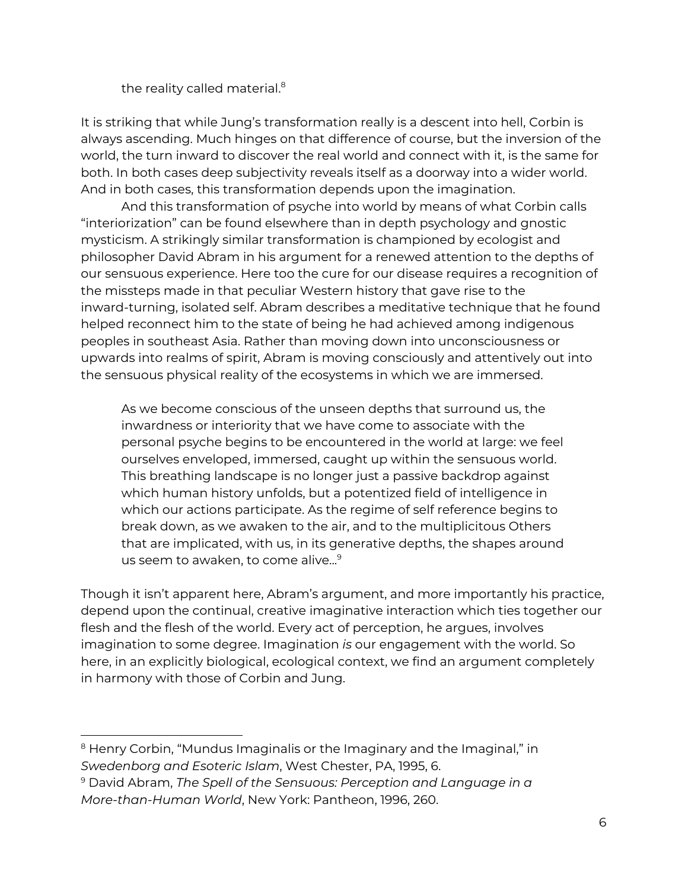> the reality called material.[8]

It is striking that while Jung's transformation really is a descent into hell, Corbin is always ascending. Much hinges on that difference of course, but the inversion of the world, the turn inward to discover the real world and connect with it, is the same for both. In both cases deep subjectivity reveals itself as a doorway into a wider world. And in both cases, this transformation depends upon the imagination.

And this transformation of psyche into world by means of what Corbin calls "interiorization" can be found elsewhere than in depth psychology and gnostic mysticism. A strikingly similar transformation is championed by ecologist and philosopher David Abram in his argument for a renewed attention to the depths of our sensuous experience. Here too the cure for our disease requires a recognition of the missteps made in that peculiar Western history that gave rise to the inward-turning, isolated self. Abram describes a meditative technique that he found helped reconnect him to the state of being he had achieved among indigenous peoples in southeast Asia. Rather than moving down into unconsciousness or upwards into realms of spirit, Abram is moving consciously and attentively out into the sensuous physical reality of the ecosystems in which we are immersed.

> As we become conscious of the unseen depths that surround us, the inwardness or interiority that we have come to associate with the personal psyche begins to be encountered in the world at large: we feel ourselves enveloped, immersed, caught up within the sensuous world. This breathing landscape is no longer just a passive backdrop against which human history unfolds, but a potentized field of intelligence in which our actions participate. As the regime of self reference begins to break down, as we awaken to the air, and to the multiplicitous Others that are implicated, with us, in its generative depths, the shapes around us seem to awaken, to come alive...[9]

Though it isn't apparent here, Abram's argument, and more importantly his practice, depend upon the continual, creative imaginative interaction which ties together our flesh and the flesh of the world. Every act of perception, he argues, involves imagination to some degree. Imagination *is* our engagement with the world. So here, in an explicitly biological, ecological context, we find an argument completely in harmony with those of Corbin and Jung.

---

[8] Henry Corbin, "Mundus Imaginalis or the Imaginary and the Imaginal," in *Swedenborg and Esoteric Islam*, West Chester, PA, 1995, 6.

[9] David Abram, *The Spell of the Sensuous: Perception and Language in a More-than-Human World*, New York: Pantheon, 1996, 260.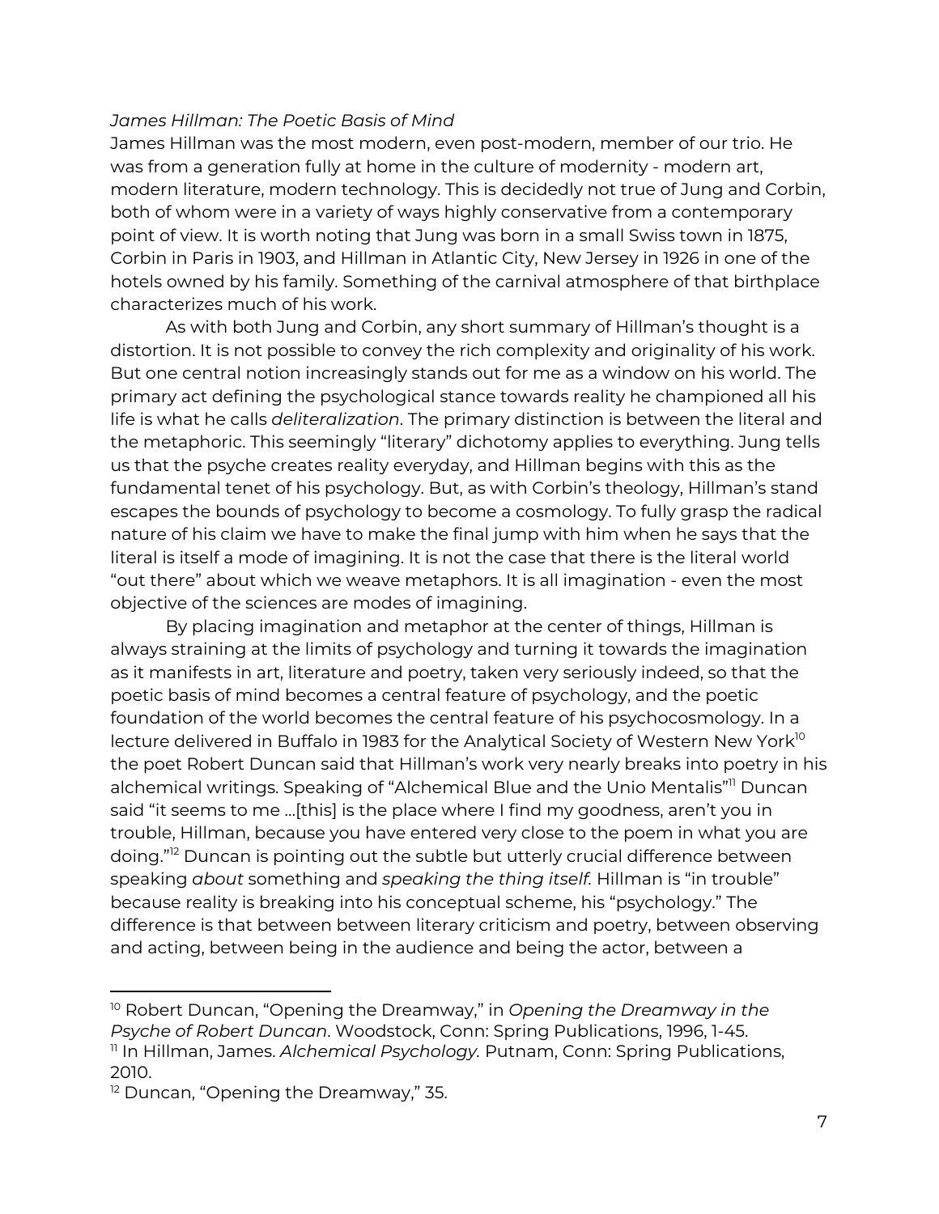*James Hillman: The Poetic Basis of Mind*

James Hillman was the most modern, even post-modern, member of our trio. He was from a generation fully at home in the culture of modernity - modern art, modern literature, modern technology. This is decidedly not true of Jung and Corbin, both of whom were in a variety of ways highly conservative from a contemporary point of view. It is worth noting that Jung was born in a small Swiss town in 1875, Corbin in Paris in 1903, and Hillman in Atlantic City, New Jersey in 1926 in one of the hotels owned by his family. Something of the carnival atmosphere of that birthplace characterizes much of his work.

As with both Jung and Corbin, any short summary of Hillman's thought is a distortion. It is not possible to convey the rich complexity and originality of his work. But one central notion increasingly stands out for me as a window on his world. The primary act defining the psychological stance towards reality he championed all his life is what he calls *deliteralization*. The primary distinction is between the literal and the metaphoric. This seemingly "literary" dichotomy applies to everything. Jung tells us that the psyche creates reality everyday, and Hillman begins with this as the fundamental tenet of his psychology. But, as with Corbin's theology, Hillman's stand escapes the bounds of psychology to become a cosmology. To fully grasp the radical nature of his claim we have to make the final jump with him when he says that the literal is itself a mode of imagining. It is not the case that there is the literal world "out there" about which we weave metaphors. It is all imagination - even the most objective of the sciences are modes of imagining.

By placing imagination and metaphor at the center of things, Hillman is always straining at the limits of psychology and turning it towards the imagination as it manifests in art, literature and poetry, taken very seriously indeed, so that the poetic basis of mind becomes a central feature of psychology, and the poetic foundation of the world becomes the central feature of his psychocosmology. In a lecture delivered in Buffalo in 1983 for the Analytical Society of Western New York[10] the poet Robert Duncan said that Hillman's work very nearly breaks into poetry in his alchemical writings. Speaking of "Alchemical Blue and the Unio Mentalis"[11] Duncan said "it seems to me ...[this] is the place where I find my goodness, aren't you in trouble, Hillman, because you have entered very close to the poem in what you are doing."[12] Duncan is pointing out the subtle but utterly crucial difference between speaking *about* something and *speaking the thing itself.* Hillman is "in trouble" because reality is breaking into his conceptual scheme, his "psychology." The difference is that between between literary criticism and poetry, between observing and acting, between being in the audience and being the actor, between a

---

[10] Robert Duncan, "Opening the Dreamway," in *Opening the Dreamway in the Psyche of Robert Duncan*. Woodstock, Conn: Spring Publications, 1996, 1-45.

[11] In Hillman, James. *Alchemical Psychology.* Putnam, Conn: Spring Publications, 2010.

[12] Duncan, "Opening the Dreamway," 35.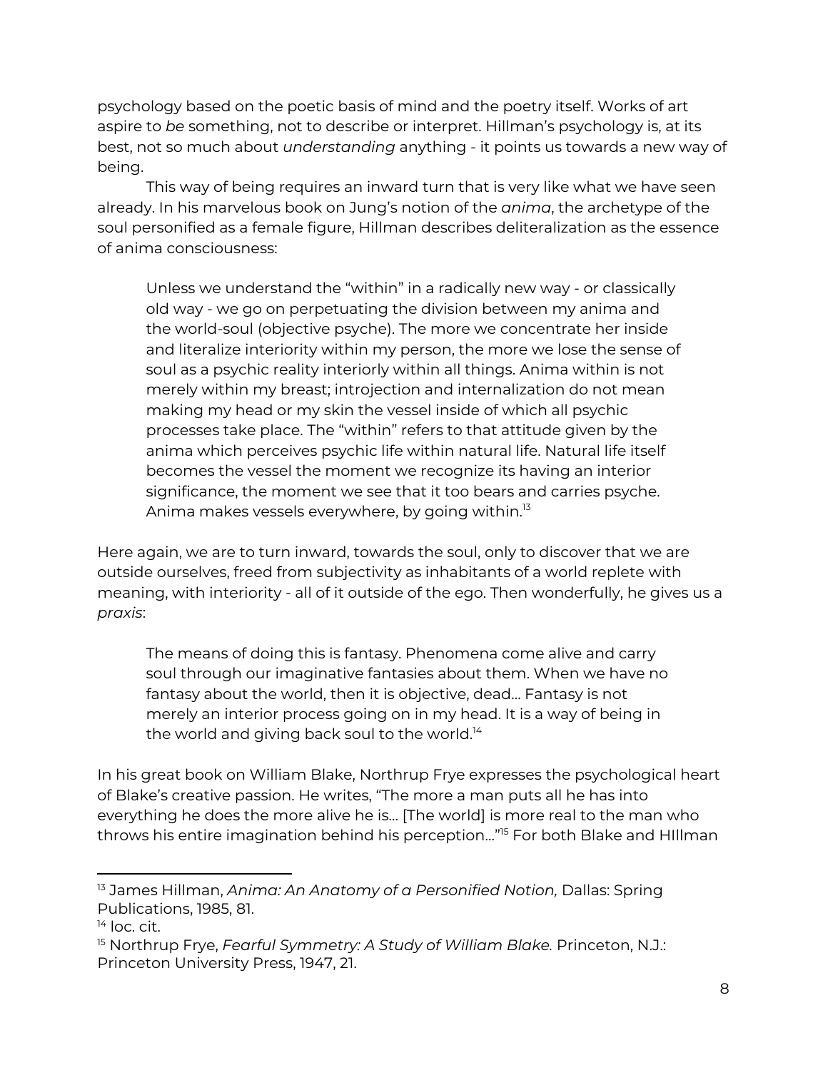psychology based on the poetic basis of mind and the poetry itself. Works of art aspire to *be* something, not to describe or interpret. Hillman's psychology is, at its best, not so much about *understanding* anything - it points us towards a new way of being.

This way of being requires an inward turn that is very like what we have seen already. In his marvelous book on Jung's notion of the *anima*, the archetype of the soul personified as a female figure, Hillman describes deliteralization as the essence of anima consciousness:

> Unless we understand the "within" in a radically new way - or classically old way - we go on perpetuating the division between my anima and the world-soul (objective psyche). The more we concentrate her inside and literalize interiority within my person, the more we lose the sense of soul as a psychic reality interiorly within all things. Anima within is not merely within my breast; introjection and internalization do not mean making my head or my skin the vessel inside of which all psychic processes take place. The "within" refers to that attitude given by the anima which perceives psychic life within natural life. Natural life itself becomes the vessel the moment we recognize its having an interior significance, the moment we see that it too bears and carries psyche. Anima makes vessels everywhere, by going within.[13]

Here again, we are to turn inward, towards the soul, only to discover that we are outside ourselves, freed from subjectivity as inhabitants of a world replete with meaning, with interiority - all of it outside of the ego. Then wonderfully, he gives us a *praxis*:

> The means of doing this is fantasy. Phenomena come alive and carry soul through our imaginative fantasies about them. When we have no fantasy about the world, then it is objective, dead... Fantasy is not merely an interior process going on in my head. It is a way of being in the world and giving back soul to the world.[14]

In his great book on William Blake, Northrup Frye expresses the psychological heart of Blake's creative passion. He writes, "The more a man puts all he has into everything he does the more alive he is... [The world] is more real to the man who throws his entire imagination behind his perception..."[15] For both Blake and HIllman

---

[13] James Hillman, *Anima: An Anatomy of a Personified Notion,* Dallas: Spring Publications, 1985, 81.

[14] loc. cit.

[15] Northrup Frye, *Fearful Symmetry: A Study of William Blake.* Princeton, N.J.: Princeton University Press, 1947, 21.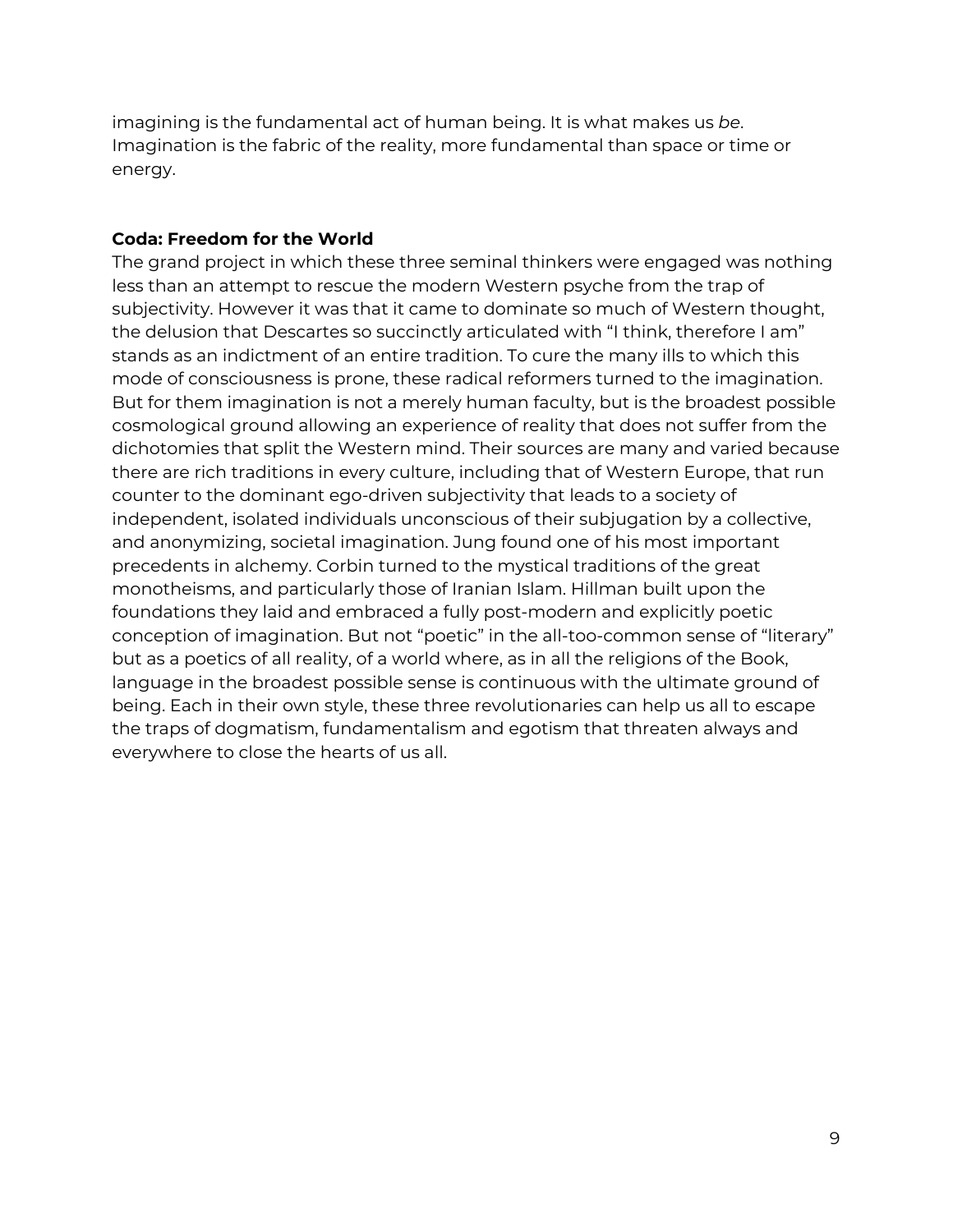imagining is the fundamental act of human being. It is what makes us *be*. Imagination is the fabric of the reality, more fundamental than space or time or energy.

**Coda: Freedom for the World**

The grand project in which these three seminal thinkers were engaged was nothing less than an attempt to rescue the modern Western psyche from the trap of subjectivity. However it was that it came to dominate so much of Western thought, the delusion that Descartes so succinctly articulated with "I think, therefore I am" stands as an indictment of an entire tradition. To cure the many ills to which this mode of consciousness is prone, these radical reformers turned to the imagination. But for them imagination is not a merely human faculty, but is the broadest possible cosmological ground allowing an experience of reality that does not suffer from the dichotomies that split the Western mind. Their sources are many and varied because there are rich traditions in every culture, including that of Western Europe, that run counter to the dominant ego-driven subjectivity that leads to a society of independent, isolated individuals unconscious of their subjugation by a collective, and anonymizing, societal imagination. Jung found one of his most important precedents in alchemy. Corbin turned to the mystical traditions of the great monotheisms, and particularly those of Iranian Islam. Hillman built upon the foundations they laid and embraced a fully post-modern and explicitly poetic conception of imagination. But not "poetic" in the all-too-common sense of "literary" but as a poetics of all reality, of a world where, as in all the religions of the Book, language in the broadest possible sense is continuous with the ultimate ground of being. Each in their own style, these three revolutionaries can help us all to escape the traps of dogmatism, fundamentalism and egotism that threaten always and everywhere to close the hearts of us all.